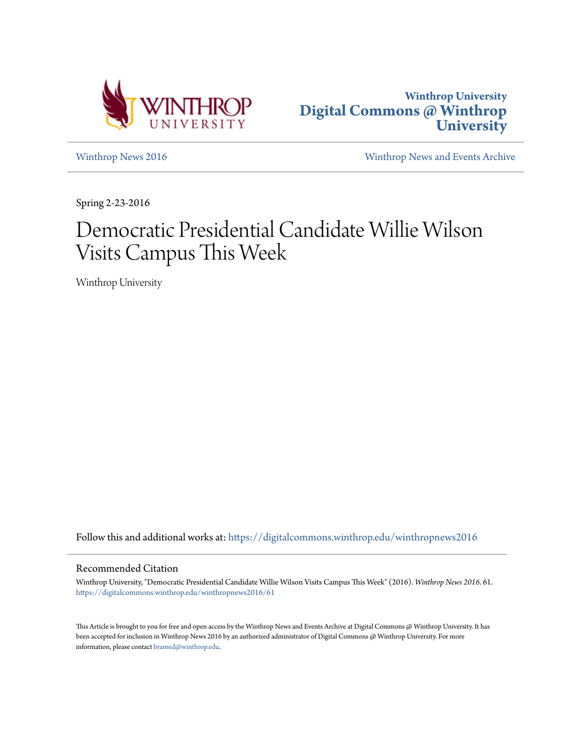Winthrop University
**Digital Commons @ Winthrop University**

Winthrop News 2016 | Winthrop News and Events Archive

Spring 2-23-2016

# Democratic Presidential Candidate Willie Wilson Visits Campus This Week

Winthrop University

Follow this and additional works at: https://digitalcommons.winthrop.edu/winthropnews2016

## Recommended Citation

Winthrop University, "Democratic Presidential Candidate Willie Wilson Visits Campus This Week" (2016). *Winthrop News 2016*. 61.
https://digitalcommons.winthrop.edu/winthropnews2016/61

This Article is brought to you for free and open access by the Winthrop News and Events Archive at Digital Commons @ Winthrop University. It has been accepted for inclusion in Winthrop News 2016 by an authorized administrator of Digital Commons @ Winthrop University. For more information, please contact bramed@winthrop.edu.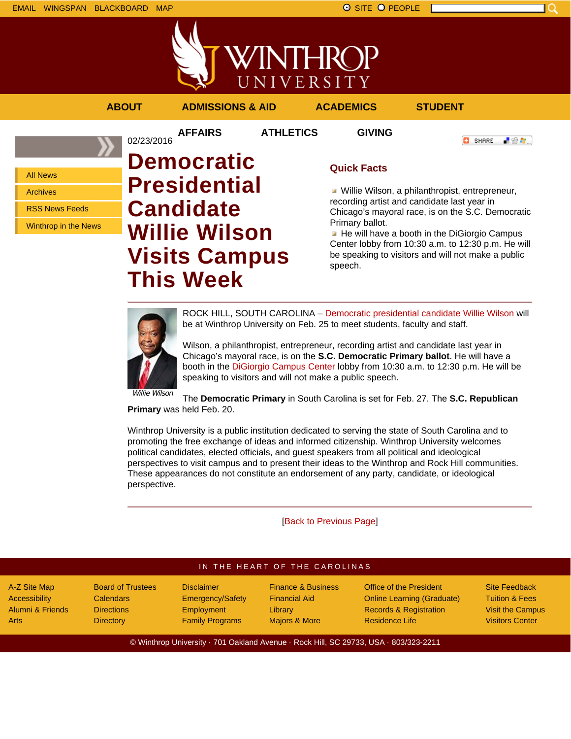EMAIL WINGSPAN BLACKBOARD MAP

SITE PEOPLE

# WINTHROP UNIVERSITY

ABOUT ADMISSIONS & AID ACADEMICS STUDENT AFFAIRS ATHLETICS GIVING

- All News
- Archives
- RSS News Feeds
- Winthrop in the News

02/23/2016

# Democratic Presidential Candidate Willie Wilson Visits Campus This Week

## Quick Facts

- Willie Wilson, a philanthropist, entrepreneur, recording artist and candidate last year in Chicago's mayoral race, is on the S.C. Democratic Primary ballot.
- He will have a booth in the DiGiorgio Campus Center lobby from 10:30 a.m. to 12:30 p.m. He will be speaking to visitors and will not make a public speech.

*Willie Wilson*

ROCK HILL, SOUTH CAROLINA – Democratic presidential candidate Willie Wilson will be at Winthrop University on Feb. 25 to meet students, faculty and staff.

Wilson, a philanthropist, entrepreneur, recording artist and candidate last year in Chicago's mayoral race, is on the **S.C. Democratic Primary ballot**. He will have a booth in the DiGiorgio Campus Center lobby from 10:30 a.m. to 12:30 p.m. He will be speaking to visitors and will not make a public speech.

The **Democratic Primary** in South Carolina is set for Feb. 27. The **S.C. Republican Primary** was held Feb. 20.

Winthrop University is a public institution dedicated to serving the state of South Carolina and to promoting the free exchange of ideas and informed citizenship. Winthrop University welcomes political candidates, elected officials, and guest speakers from all political and ideological perspectives to visit campus and to present their ideas to the Winthrop and Rock Hill communities. These appearances do not constitute an endorsement of any party, candidate, or ideological perspective.

[Back to Previous Page]

IN THE HEART OF THE CAROLINAS

| | | | | | |
|---|---|---|---|---|---|
| A-Z Site Map | Board of Trustees | Disclaimer | Finance & Business | Office of the President | Site Feedback |
| Accessibility | Calendars | Emergency/Safety | Financial Aid | Online Learning (Graduate) | Tuition & Fees |
| Alumni & Friends | Directions | Employment | Library | Records & Registration | Visit the Campus |
| Arts | Directory | Family Programs | Majors & More | Residence Life | Visitors Center |

© Winthrop University · 701 Oakland Avenue · Rock Hill, SC 29733, USA · 803/323-2211